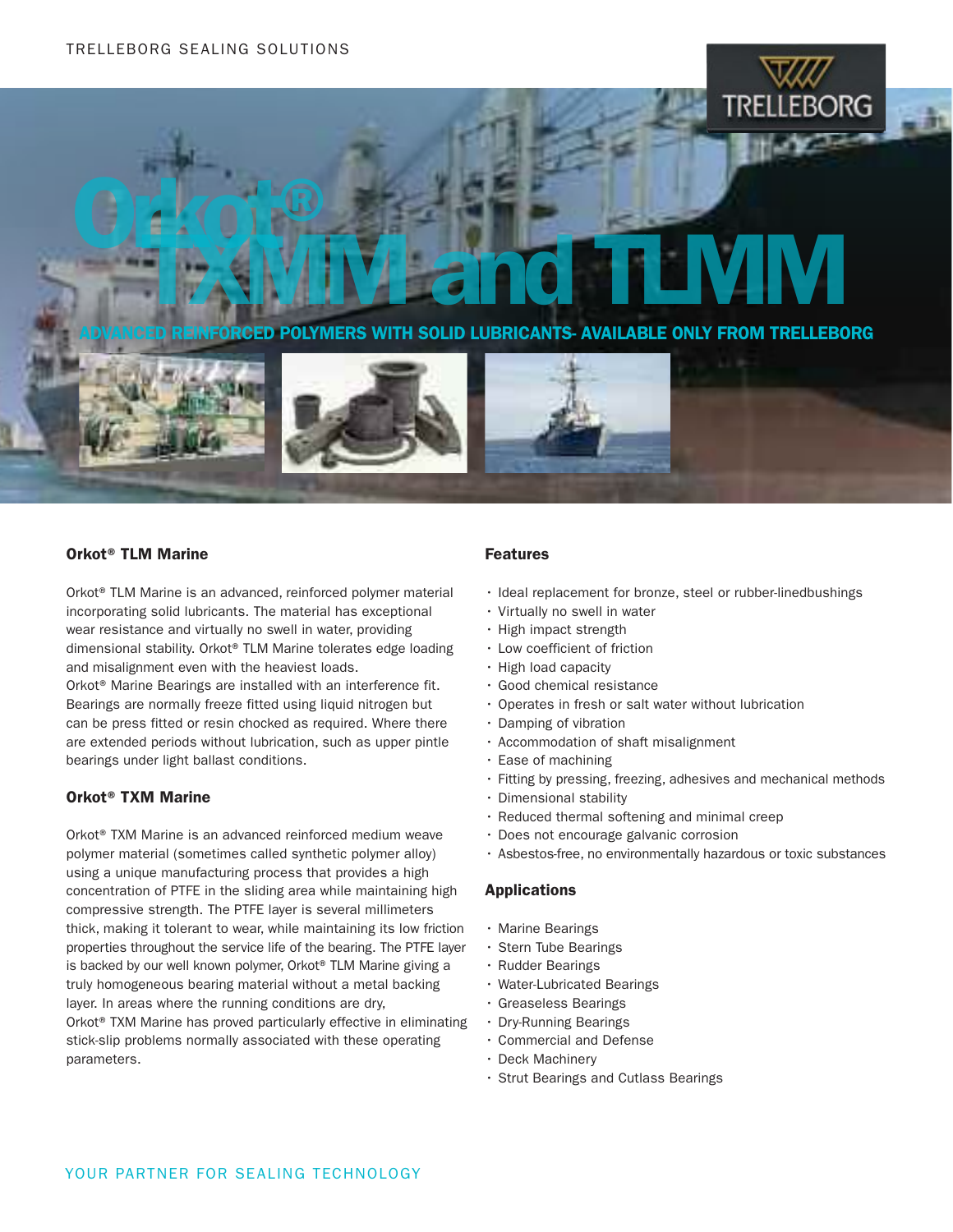# Orkot® TXMM and TLMM

ADVANCED REINFORCED POLYMERS WITH SOLID LUBRICANTS- AVAILABLE ONLY FROM TRELLEBORG

### Orkot® TLM Marine

Orkot® TLM Marine is an advanced, reinforced polymer material incorporating solid lubricants. The material has exceptional wear resistance and virtually no swell in water, providing dimensional stability. Orkot® TLM Marine tolerates edge loading and misalignment even with the heaviest loads.
Orkot® Marine Bearings are installed with an interference fit. Bearings are normally freeze fitted using liquid nitrogen but can be press fitted or resin chocked as required. Where there are extended periods without lubrication, such as upper pintle bearings under light ballast conditions.

### Orkot® TXM Marine

Orkot® TXM Marine is an advanced reinforced medium weave polymer material (sometimes called synthetic polymer alloy) using a unique manufacturing process that provides a high concentration of PTFE in the sliding area while maintaining high compressive strength. The PTFE layer is several millimeters thick, making it tolerant to wear, while maintaining its low friction properties throughout the service life of the bearing. The PTFE layer is backed by our well known polymer, Orkot® TLM Marine giving a truly homogeneous bearing material without a metal backing layer. In areas where the running conditions are dry, Orkot® TXM Marine has proved particularly effective in eliminating stick-slip problems normally associated with these operating parameters.

### Features

- Ideal replacement for bronze, steel or rubber-linedbushings
- Virtually no swell in water
- High impact strength
- Low coefficient of friction
- High load capacity
- Good chemical resistance
- Operates in fresh or salt water without lubrication
- Damping of vibration
- Accommodation of shaft misalignment
- Ease of machining
- Fitting by pressing, freezing, adhesives and mechanical methods
- Dimensional stability
- Reduced thermal softening and minimal creep
- Does not encourage galvanic corrosion
- Asbestos-free, no environmentally hazardous or toxic substances

### Applications

- Marine Bearings
- Stern Tube Bearings
- Rudder Bearings
- Water-Lubricated Bearings
- Greaseless Bearings
- Dry-Running Bearings
- Commercial and Defense
- Deck Machinery
- Strut Bearings and Cutlass Bearings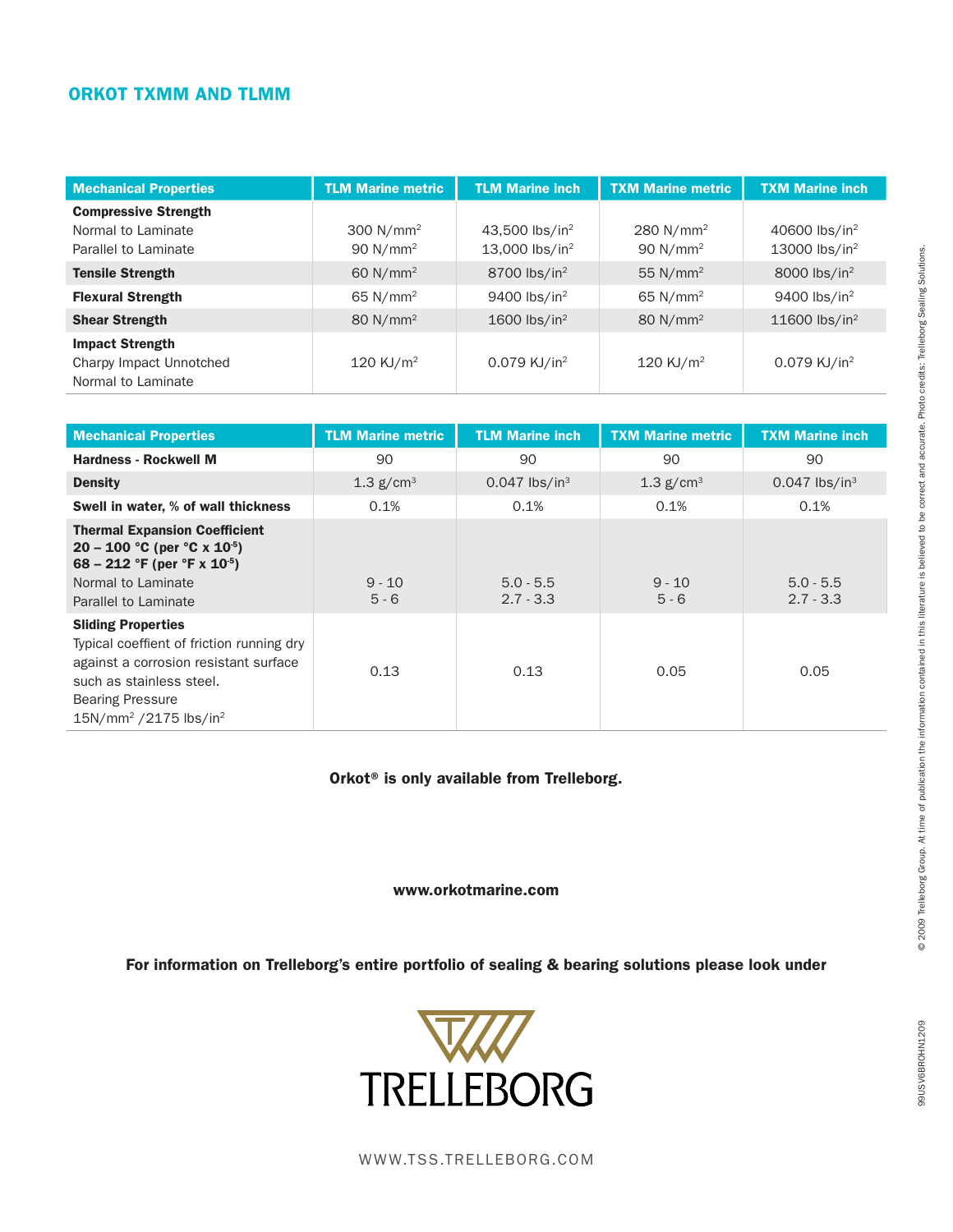## ORKOT TXMM AND TLMM

| Mechanical Properties | TLM Marine metric | TLM Marine inch | TXM Marine metric | TXM Marine inch |
|---|---|---|---|---|
| **Compressive Strength**<br>Normal to Laminate<br>Parallel to Laminate | 300 N/mm²<br>90 N/mm² | 43,500 lbs/in²<br>13,000 lbs/in² | 280 N/mm²<br>90 N/mm² | 40600 lbs/in²<br>13000 lbs/in² |
| **Tensile Strength** | 60 N/mm² | 8700 lbs/in² | 55 N/mm² | 8000 lbs/in² |
| **Flexural Strength** | 65 N/mm² | 9400 lbs/in² | 65 N/mm² | 9400 lbs/in² |
| **Shear Strength** | 80 N/mm² | 1600 lbs/in² | 80 N/mm² | 11600 lbs/in² |
| **Impact Strength**<br>Charpy Impact Unnotched<br>Normal to Laminate | 120 KJ/m² | 0.079 KJ/in² | 120 KJ/m² | 0.079 KJ/in² |

| Mechanical Properties | TLM Marine metric | TLM Marine inch | TXM Marine metric | TXM Marine inch |
|---|---|---|---|---|
| **Hardness - Rockwell M** | 90 | 90 | 90 | 90 |
| **Density** | 1.3 g/cm³ | 0.047 lbs/in³ | 1.3 g/cm³ | 0.047 lbs/in³ |
| **Swell in water, % of wall thickness** | 0.1% | 0.1% | 0.1% | 0.1% |
| **Thermal Expansion Coefficient 20 – 100 °C (per °C x $10^{-5}$) 68 – 212 °F (per °F x $10^{-5}$)**<br>Normal to Laminate<br>Parallel to Laminate | 9 - 10<br>5 - 6 | 5.0 - 5.5<br>2.7 - 3.3 | 9 - 10<br>5 - 6 | 5.0 - 5.5<br>2.7 - 3.3 |
| **Sliding Properties**<br>Typical coeffient of friction running dry against a corrosion resistant surface such as stainless steel.<br>Bearing Pressure<br>15N/mm² /2175 lbs/in² | 0.13 | 0.13 | 0.05 | 0.05 |

**Orkot® is only available from Trelleborg.**

**www.orkotmarine.com**

**For information on Trelleborg's entire portfolio of sealing & bearing solutions please look under**

TRELLEBORG

WWW.TSS.TRELLEBORG.COM

© 2009 Trelleborg Group. At time of publication the information contained in this literature is believed to be correct and accurate. Photo credits: Trelleborg Sealing Solutions.

99USV6BROHN1209